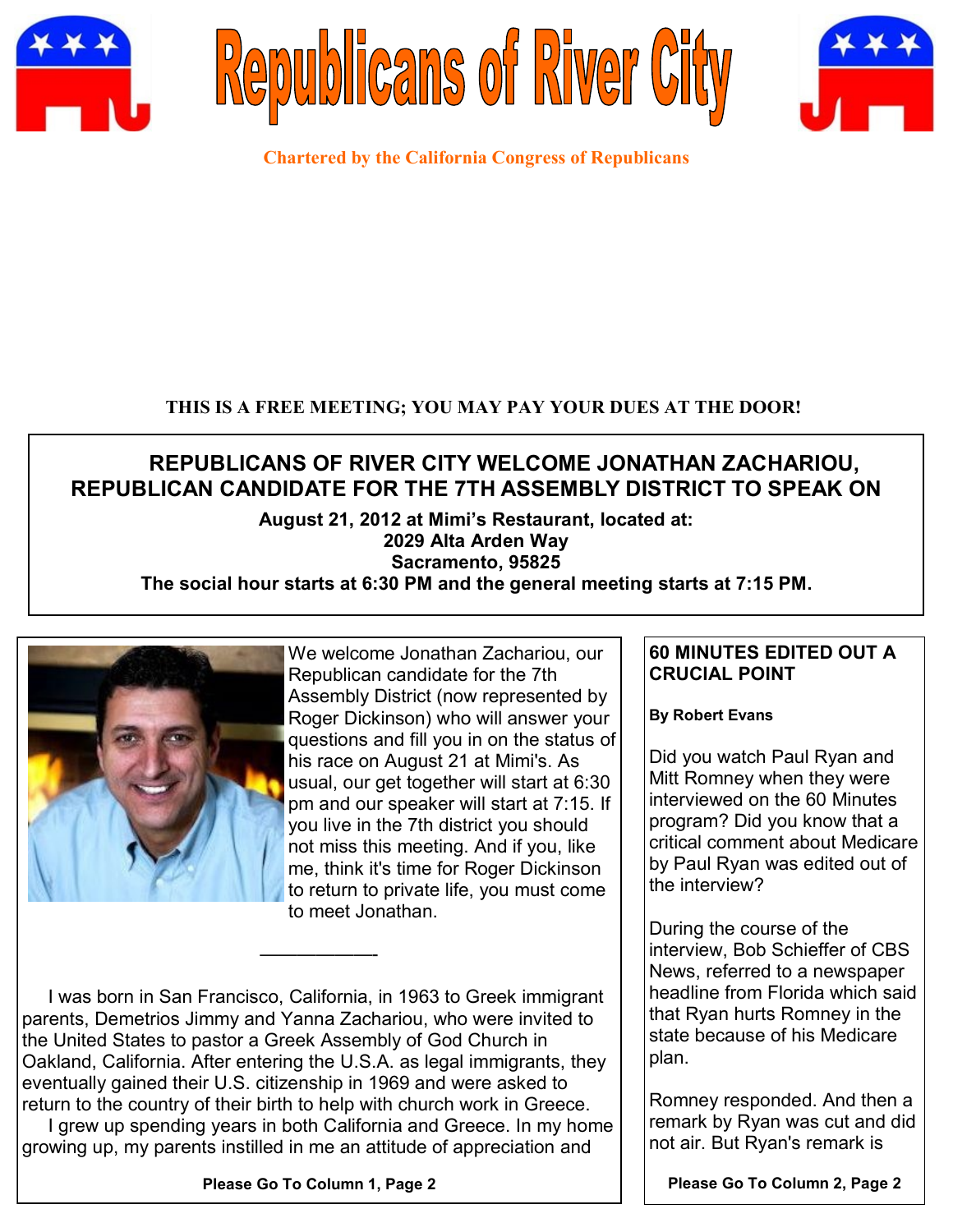# Republicans of River City

**Chartered by the California Congress of Republicans**

**THIS IS A FREE MEETING; YOU MAY PAY YOUR DUES AT THE DOOR!**

## REPUBLICANS OF RIVER CITY WELCOME JONATHAN ZACHARIOU, REPUBLICAN CANDIDATE FOR THE 7TH ASSEMBLY DISTRICT TO SPEAK ON

**August 21, 2012 at Mimi's Restaurant, located at:**
**2029 Alta Arden Way**
**Sacramento, 95825**
**The social hour starts at 6:30 PM and the general meeting starts at 7:15 PM.**

We welcome Jonathan Zachariou, our Republican candidate for the 7th Assembly District (now represented by Roger Dickinson) who will answer your questions and fill you in on the status of his race on August 21 at Mimi's. As usual, our get together will start at 6:30 pm and our speaker will start at 7:15. If you live in the 7th district you should not miss this meeting. And if you, like me, think it's time for Roger Dickinson to return to private life, you must come to meet Jonathan.

———————

I was born in San Francisco, California, in 1963 to Greek immigrant parents, Demetrios Jimmy and Yanna Zachariou, who were invited to the United States to pastor a Greek Assembly of God Church in Oakland, California. After entering the U.S.A. as legal immigrants, they eventually gained their U.S. citizenship in 1969 and were asked to return to the country of their birth to help with church work in Greece.

I grew up spending years in both California and Greece. In my home growing up, my parents instilled in me an attitude of appreciation and

**Please Go To Column 1, Page 2**

### 60 MINUTES EDITED OUT A CRUCIAL POINT

**By Robert Evans**

Did you watch Paul Ryan and Mitt Romney when they were interviewed on the 60 Minutes program? Did you know that a critical comment about Medicare by Paul Ryan was edited out of the interview?

During the course of the interview, Bob Schieffer of CBS News, referred to a newspaper headline from Florida which said that Ryan hurts Romney in the state because of his Medicare plan.

Romney responded. And then a remark by Ryan was cut and did not air. But Ryan's remark is

**Please Go To Column 2, Page 2**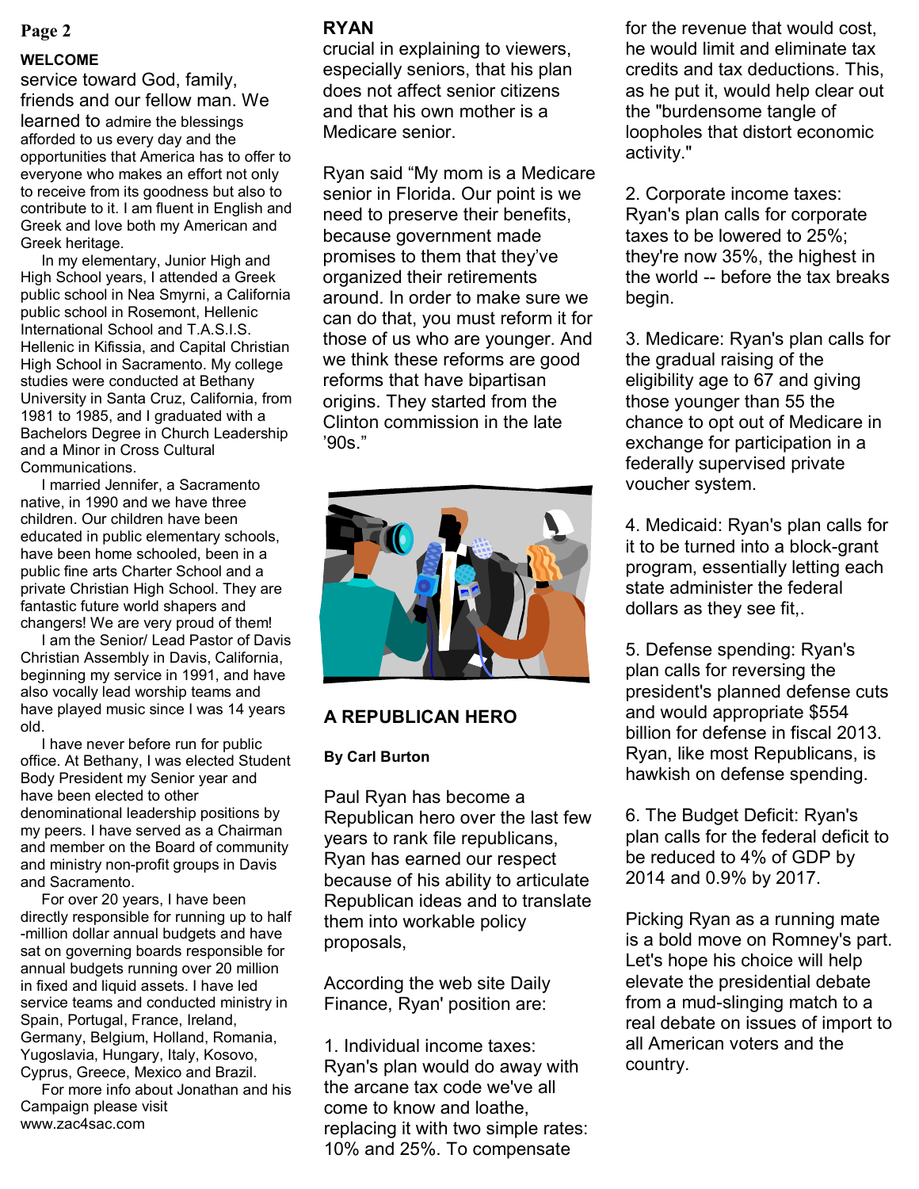## WELCOME

service toward God, family, friends and our fellow man. We learned to admire the blessings afforded to us every day and the opportunities that America has to offer to everyone who makes an effort not only to receive from its goodness but also to contribute to it. I am fluent in English and Greek and love both my American and Greek heritage.

In my elementary, Junior High and High School years, I attended a Greek public school in Nea Smyrni, a California public school in Rosemont, Hellenic International School and T.A.S.I.S. Hellenic in Kifissia, and Capital Christian High School in Sacramento. My college studies were conducted at Bethany University in Santa Cruz, California, from 1981 to 1985, and I graduated with a Bachelors Degree in Church Leadership and a Minor in Cross Cultural Communications.

I married Jennifer, a Sacramento native, in 1990 and we have three children. Our children have been educated in public elementary schools, have been home schooled, been in a public fine arts Charter School and a private Christian High School. They are fantastic future world shapers and changers! We are very proud of them!

I am the Senior/ Lead Pastor of Davis Christian Assembly in Davis, California, beginning my service in 1991, and have also vocally lead worship teams and have played music since I was 14 years old.

I have never before run for public office. At Bethany, I was elected Student Body President my Senior year and have been elected to other denominational leadership positions by my peers. I have served as a Chairman and member on the Board of community and ministry non-profit groups in Davis and Sacramento.

For over 20 years, I have been directly responsible for running up to half -million dollar annual budgets and have sat on governing boards responsible for annual budgets running over 20 million in fixed and liquid assets. I have led service teams and conducted ministry in Spain, Portugal, France, Ireland, Germany, Belgium, Holland, Romania, Yugoslavia, Hungary, Italy, Kosovo, Cyprus, Greece, Mexico and Brazil.

For more info about Jonathan and his Campaign please visit www.zac4sac.com

## RYAN

crucial in explaining to viewers, especially seniors, that his plan does not affect senior citizens and that his own mother is a Medicare senior.

Ryan said “My mom is a Medicare senior in Florida. Our point is we need to preserve their benefits, because government made promises to them that they’ve organized their retirements around. In order to make sure we can do that, you must reform it for those of us who are younger. And we think these reforms are good reforms that have bipartisan origins. They started from the Clinton commission in the late ’90s.”

## A REPUBLICAN HERO

**By Carl Burton**

Paul Ryan has become a Republican hero over the last few years to rank file republicans, Ryan has earned our respect because of his ability to articulate Republican ideas and to translate them into workable policy proposals,

According the web site Daily Finance, Ryan' position are:

1. Individual income taxes: Ryan's plan would do away with the arcane tax code we've all come to know and loathe, replacing it with two simple rates: 10% and 25%. To compensate for the revenue that would cost, he would limit and eliminate tax credits and tax deductions. This, as he put it, would help clear out the "burdensome tangle of loopholes that distort economic activity."

2. Corporate income taxes: Ryan's plan calls for corporate taxes to be lowered to 25%; they're now 35%, the highest in the world -- before the tax breaks begin.

3. Medicare: Ryan's plan calls for the gradual raising of the eligibility age to 67 and giving those younger than 55 the chance to opt out of Medicare in exchange for participation in a federally supervised private voucher system.

4. Medicaid: Ryan's plan calls for it to be turned into a block-grant program, essentially letting each state administer the federal dollars as they see fit,.

5. Defense spending: Ryan's plan calls for reversing the president's planned defense cuts and would appropriate $554 billion for defense in fiscal 2013. Ryan, like most Republicans, is hawkish on defense spending.

6. The Budget Deficit: Ryan's plan calls for the federal deficit to be reduced to 4% of GDP by 2014 and 0.9% by 2017.

Picking Ryan as a running mate is a bold move on Romney's part. Let's hope his choice will help elevate the presidential debate from a mud-slinging match to a real debate on issues of import to all American voters and the country.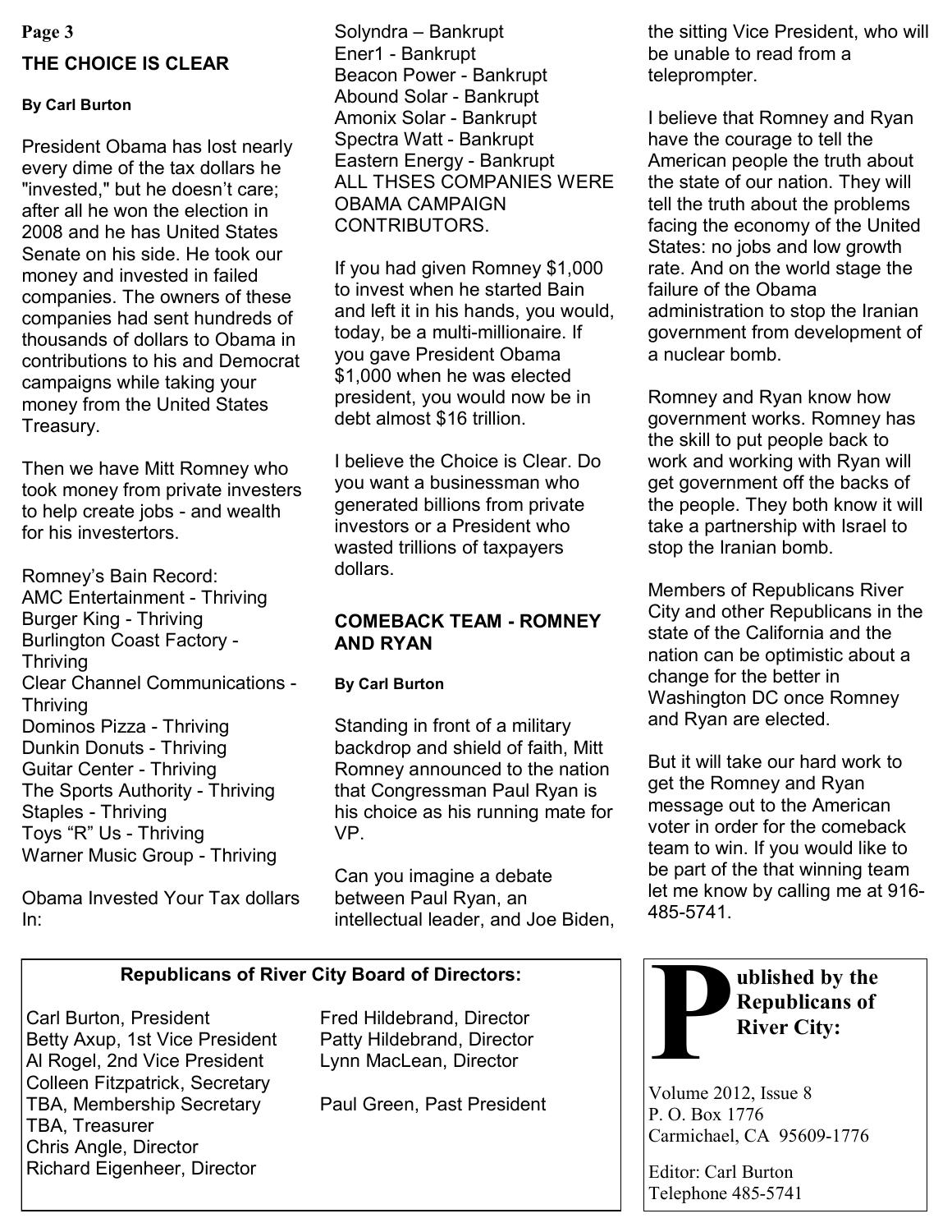## THE CHOICE IS CLEAR

**By Carl Burton**

President Obama has lost nearly every dime of the tax dollars he "invested," but he doesn't care; after all he won the election in 2008 and he has United States Senate on his side. He took our money and invested in failed companies. The owners of these companies had sent hundreds of thousands of dollars to Obama in contributions to his and Democrat campaigns while taking your money from the United States Treasury.

Then we have Mitt Romney who took money from private investers to help create jobs - and wealth for his investertors.

Romney's Bain Record:
AMC Entertainment - Thriving
Burger King - Thriving
Burlington Coast Factory - Thriving
Clear Channel Communications - Thriving
Dominos Pizza - Thriving
Dunkin Donuts - Thriving
Guitar Center - Thriving
The Sports Authority - Thriving
Staples - Thriving
Toys "R" Us - Thriving
Warner Music Group - Thriving

Obama Invested Your Tax dollars In:
Solyndra – Bankrupt
Ener1 - Bankrupt
Beacon Power - Bankrupt
Abound Solar - Bankrupt
Amonix Solar - Bankrupt
Spectra Watt - Bankrupt
Eastern Energy - Bankrupt
ALL THSES COMPANIES WERE OBAMA CAMPAIGN CONTRIBUTORS.

If you had given Romney $1,000 to invest when he started Bain and left it in his hands, you would, today, be a multi-millionaire. If you gave President Obama $1,000 when he was elected president, you would now be in debt almost $16 trillion.

I believe the Choice is Clear. Do you want a businessman who generated billions from private investors or a President who wasted trillions of taxpayers dollars.

## COMEBACK TEAM - ROMNEY AND RYAN

**By Carl Burton**

Standing in front of a military backdrop and shield of faith, Mitt Romney announced to the nation that Congressman Paul Ryan is his choice as his running mate for VP.

Can you imagine a debate between Paul Ryan, an intellectual leader, and Joe Biden, the sitting Vice President, who will be unable to read from a teleprompter.

I believe that Romney and Ryan have the courage to tell the American people the truth about the state of our nation. They will tell the truth about the problems facing the economy of the United States: no jobs and low growth rate. And on the world stage the failure of the Obama administration to stop the Iranian government from development of a nuclear bomb.

Romney and Ryan know how government works. Romney has the skill to put people back to work and working with Ryan will get government off the backs of the people. They both know it will take a partnership with Israel to stop the Iranian bomb.

Members of Republicans River City and other Republicans in the state of the California and the nation can be optimistic about a change for the better in Washington DC once Romney and Ryan are elected.

But it will take our hard work to get the Romney and Ryan message out to the American voter in order for the comeback team to win. If you would like to be part of the that winning team let me know by calling me at 916-485-5741.

---

**Republicans of River City Board of Directors:**

Carl Burton, President
Betty Axup, 1st Vice President
Al Rogel, 2nd Vice President
Colleen Fitzpatrick, Secretary
TBA, Membership Secretary
TBA, Treasurer
Chris Angle, Director
Richard Eigenheer, Director
Fred Hildebrand, Director
Patty Hildebrand, Director
Lynn MacLean, Director

Paul Green, Past President

---

**Published by the Republicans of River City:**

Volume 2012, Issue 8
P. O. Box 1776
Carmichael, CA 95609-1776

Editor: Carl Burton
Telephone 485-5741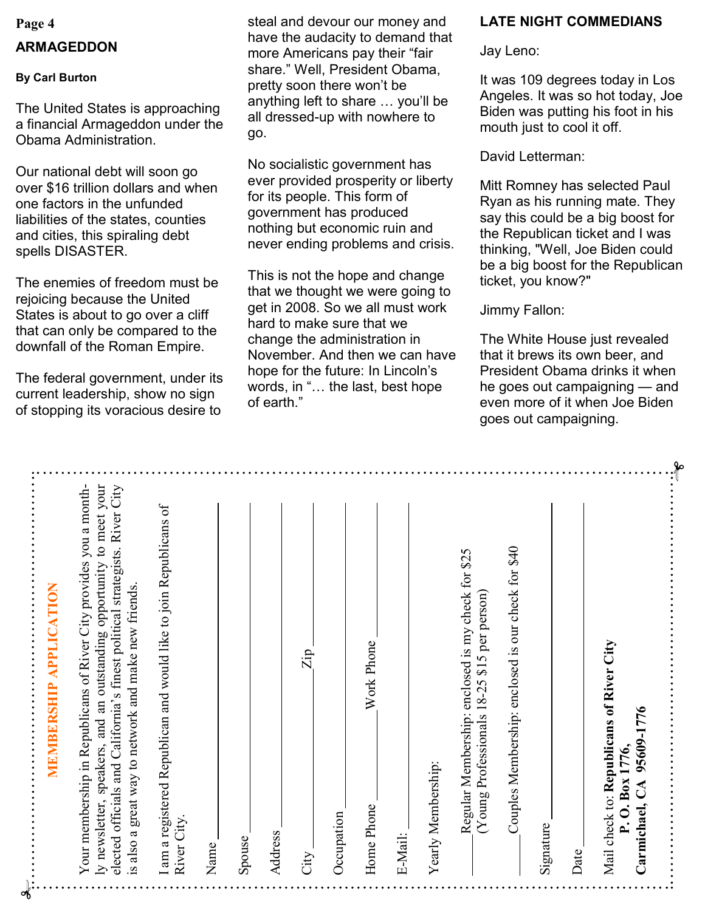## ARMAGEDDON

**By Carl Burton**

The United States is approaching a financial Armageddon under the Obama Administration.

Our national debt will soon go over $16 trillion dollars and when one factors in the unfunded liabilities of the states, counties and cities, this spiraling debt spells DISASTER.

The enemies of freedom must be rejoicing because the United States is about to go over a cliff that can only be compared to the downfall of the Roman Empire.

The federal government, under its current leadership, show no sign of stopping its voracious desire to steal and devour our money and have the audacity to demand that more Americans pay their “fair share.” Well, President Obama, pretty soon there won’t be anything left to share … you’ll be all dressed-up with nowhere to go.

No socialistic government has ever provided prosperity or liberty for its people. This form of government has produced nothing but economic ruin and never ending problems and crisis.

This is not the hope and change that we thought we were going to get in 2008. So we all must work hard to make sure that we change the administration in November. And then we can have hope for the future: In Lincoln’s words, in “… the last, best hope of earth.”

## LATE NIGHT COMMEDIANS

Jay Leno:

It was 109 degrees today in Los Angeles. It was so hot today, Joe Biden was putting his foot in his mouth just to cool it off.

David Letterman:

Mitt Romney has selected Paul Ryan as his running mate. They say this could be a big boost for the Republican ticket and I was thinking, "Well, Joe Biden could be a big boost for the Republican ticket, you know?"

Jimmy Fallon:

The White House just revealed that it brews its own beer, and President Obama drinks it when he goes out campaigning — and even more of it when Joe Biden goes out campaigning.

---

## MEMBERSHIP APPLICATION

Your membership in Republicans of River City provides you a monthly newsletter, speakers, and an outstanding opportunity to meet your elected officials and California’s finest political strategists. River City is also a great way to network and make new friends.

I am a registered Republican and would like to join Republicans of River City.

Name ____________________

Spouse ____________________

Address ____________________

City __________ Zip __________

Occupation ____________________

Home Phone __________ Work Phone __________

E-Mail: ____________________

Yearly Membership:

_____ Regular Membership: enclosed is my check for $25 (Young Professionals 18-25 $15 per person)

_____ Couples Membership: enclosed is our check for $40

Signature ____________________

Date ____________________

Mail check to: **Republicans of River City**
**P. O. Box 1776,**
**Carmichael, CA 95609-1776**